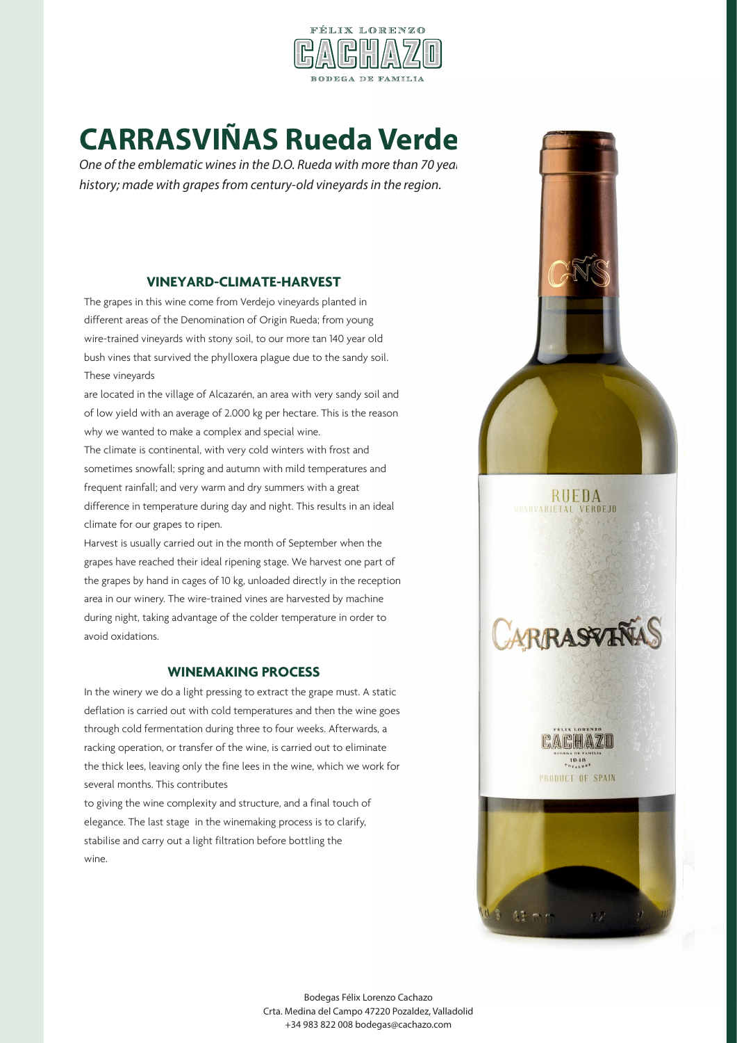FÉLIX LORENZO
CACHAZO
BODEGA DE FAMILIA

# CARRASVIÑAS Rueda Verde

*One of the emblematic wines in the D.O. Rueda with more than 70 yea history; made with grapes from century-old vineyards in the region.*

### VINEYARD-CLIMATE-HARVEST

The grapes in this wine come from Verdejo vineyards planted in different areas of the Denomination of Origin Rueda; from young wire-trained vineyards with stony soil, to our more tan 140 year old bush vines that survived the phylloxera plague due to the sandy soil. These vineyards

are located in the village of Alcazarén, an area with very sandy soil and of low yield with an average of 2.000 kg per hectare. This is the reason why we wanted to make a complex and special wine.

The climate is continental, with very cold winters with frost and sometimes snowfall; spring and autumn with mild temperatures and frequent rainfall; and very warm and dry summers with a great difference in temperature during day and night. This results in an ideal climate for our grapes to ripen.

Harvest is usually carried out in the month of September when the grapes have reached their ideal ripening stage. We harvest one part of the grapes by hand in cages of 10 kg, unloaded directly in the reception area in our winery. The wire-trained vines are harvested by machine during night, taking advantage of the colder temperature in order to avoid oxidations.

### WINEMAKING PROCESS

In the winery we do a light pressing to extract the grape must. A static deflation is carried out with cold temperatures and then the wine goes through cold fermentation during three to four weeks. Afterwards, a racking operation, or transfer of the wine, is carried out to eliminate the thick lees, leaving only the fine lees in the wine, which we work for several months. This contributes

to giving the wine complexity and structure, and a final touch of elegance. The last stage in the winemaking process is to clarify, stabilise and carry out a light filtration before bottling the wine.

Bodegas Félix Lorenzo Cachazo
Crta. Medina del Campo 47220 Pozaldez, Valladolid
+34 983 822 008 bodegas@cachazo.com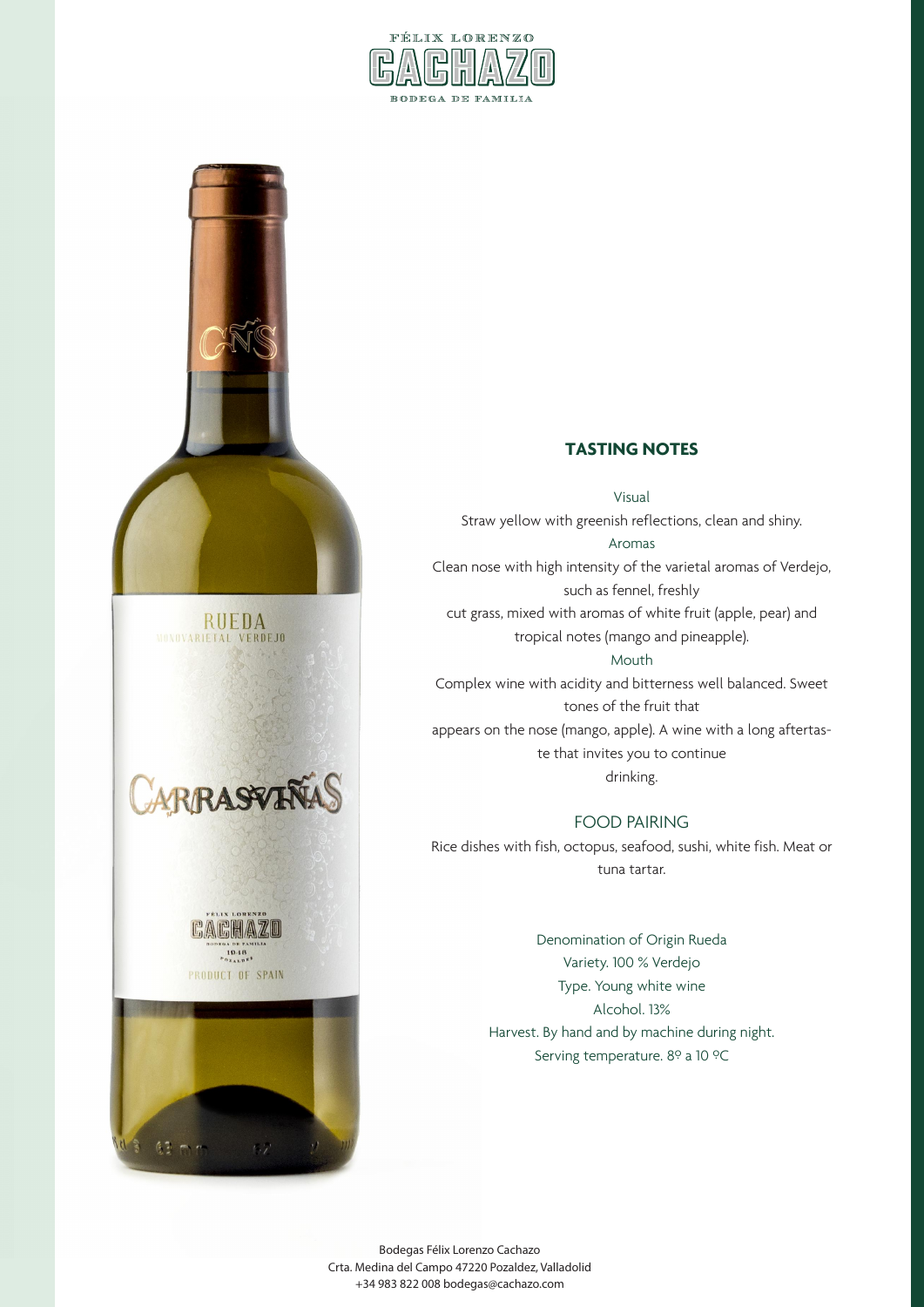FÉLIX LORENZO

CACHAZO

BODEGA DE FAMILIA

## TASTING NOTES

Visual

Straw yellow with greenish reflections, clean and shiny.

Aromas

Clean nose with high intensity of the varietal aromas of Verdejo, such as fennel, freshly cut grass, mixed with aromas of white fruit (apple, pear) and tropical notes (mango and pineapple).

Mouth

Complex wine with acidity and bitterness well balanced. Sweet tones of the fruit that appears on the nose (mango, apple). A wine with a long aftertaste that invites you to continue drinking.

## FOOD PAIRING

Rice dishes with fish, octopus, seafood, sushi, white fish. Meat or tuna tartar.

Denomination of Origin Rueda
Variety. 100 % Verdejo
Type. Young white wine
Alcohol. 13%
Harvest. By hand and by machine during night.
Serving temperature. 8º a 10 ºC

Bodegas Félix Lorenzo Cachazo
Crta. Medina del Campo 47220 Pozaldez, Valladolid
+34 983 822 008 bodegas@cachazo.com